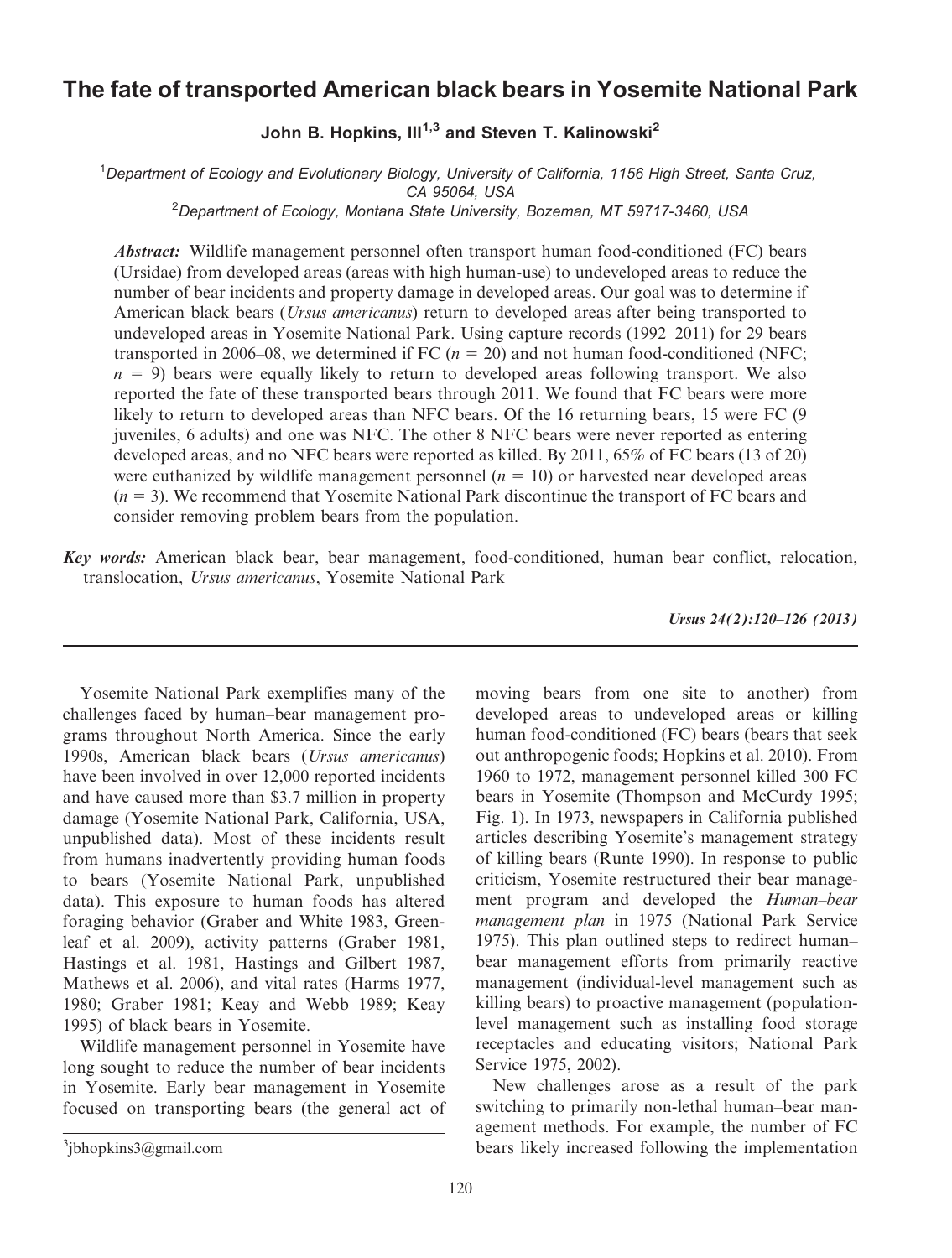# The fate of transported American black bears in Yosemite National Park

**John B. Hopkins, III[1,3] and Steven T. Kalinowski[2]**

[1]*Department of Ecology and Evolutionary Biology, University of California, 1156 High Street, Santa Cruz, CA 95064, USA*

[2]*Department of Ecology, Montana State University, Bozeman, MT 59717-3460, USA*

***Abstract:*** Wildlife management personnel often transport human food-conditioned (FC) bears (Ursidae) from developed areas (areas with high human-use) to undeveloped areas to reduce the number of bear incidents and property damage in developed areas. Our goal was to determine if American black bears (*Ursus americanus*) return to developed areas after being transported to undeveloped areas in Yosemite National Park. Using capture records (1992–2011) for 29 bears transported in 2006–08, we determined if FC ($n = 20$) and not human food-conditioned (NFC; $n = 9$) bears were equally likely to return to developed areas following transport. We also reported the fate of these transported bears through 2011. We found that FC bears were more likely to return to developed areas than NFC bears. Of the 16 returning bears, 15 were FC (9 juveniles, 6 adults) and one was NFC. The other 8 NFC bears were never reported as entering developed areas, and no NFC bears were reported as killed. By 2011, 65% of FC bears (13 of 20) were euthanized by wildlife management personnel ($n = 10$) or harvested near developed areas ($n = 3$). We recommend that Yosemite National Park discontinue the transport of FC bears and consider removing problem bears from the population.

***Key words:*** American black bear, bear management, food-conditioned, human–bear conflict, relocation, translocation, *Ursus americanus*, Yosemite National Park

Yosemite National Park exemplifies many of the challenges faced by human–bear management programs throughout North America. Since the early 1990s, American black bears (*Ursus americanus*) have been involved in over 12,000 reported incidents and have caused more than \$3.7 million in property damage (Yosemite National Park, California, USA, unpublished data). Most of these incidents result from humans inadvertently providing human foods to bears (Yosemite National Park, unpublished data). This exposure to human foods has altered foraging behavior (Graber and White 1983, Greenleaf et al. 2009), activity patterns (Graber 1981, Hastings et al. 1981, Hastings and Gilbert 1987, Mathews et al. 2006), and vital rates (Harms 1977, 1980; Graber 1981; Keay and Webb 1989; Keay 1995) of black bears in Yosemite.

Wildlife management personnel in Yosemite have long sought to reduce the number of bear incidents in Yosemite. Early bear management in Yosemite focused on transporting bears (the general act of moving bears from one site to another) from developed areas to undeveloped areas or killing human food-conditioned (FC) bears (bears that seek out anthropogenic foods; Hopkins et al. 2010). From 1960 to 1972, management personnel killed 300 FC bears in Yosemite (Thompson and McCurdy 1995; Fig. 1). In 1973, newspapers in California published articles describing Yosemite's management strategy of killing bears (Runte 1990). In response to public criticism, Yosemite restructured their bear management program and developed the *Human–bear management plan* in 1975 (National Park Service 1975). This plan outlined steps to redirect human–bear management efforts from primarily reactive management (individual-level management such as killing bears) to proactive management (population-level management such as installing food storage receptacles and educating visitors; National Park Service 1975, 2002).

New challenges arose as a result of the park switching to primarily non-lethal human–bear management methods. For example, the number of FC bears likely increased following the implementation

[3]jbhopkins3@gmail.com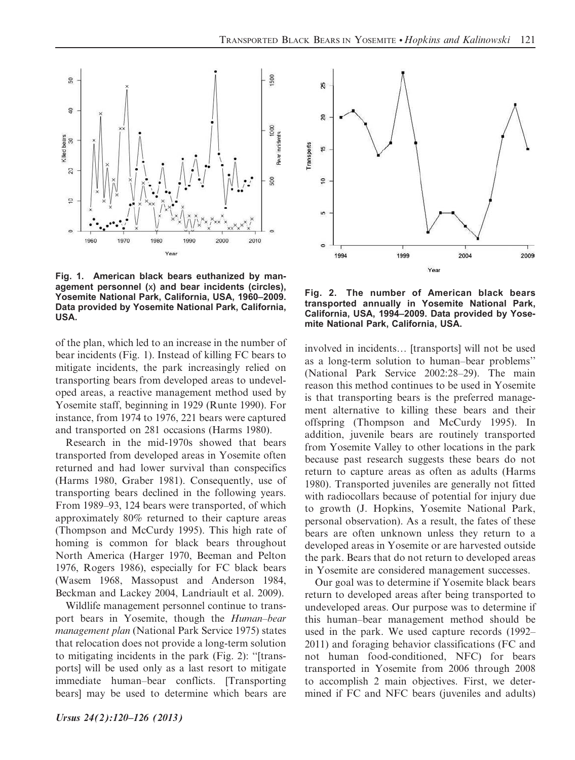Fig. 1. American black bears euthanized by management personnel (x) and bear incidents (circles), Yosemite National Park, California, USA, 1960–2009. Data provided by Yosemite National Park, California, USA.

Fig. 2. The number of American black bears transported annually in Yosemite National Park, California, USA, 1994–2009. Data provided by Yosemite National Park, California, USA.

of the plan, which led to an increase in the number of bear incidents (Fig. 1). Instead of killing FC bears to mitigate incidents, the park increasingly relied on transporting bears from developed areas to undeveloped areas, a reactive management method used by Yosemite staff, beginning in 1929 (Runte 1990). For instance, from 1974 to 1976, 221 bears were captured and transported on 281 occasions (Harms 1980).

Research in the mid-1970s showed that bears transported from developed areas in Yosemite often returned and had lower survival than conspecifics (Harms 1980, Graber 1981). Consequently, use of transporting bears declined in the following years. From 1989–93, 124 bears were transported, of which approximately 80% returned to their capture areas (Thompson and McCurdy 1995). This high rate of homing is common for black bears throughout North America (Harger 1970, Beeman and Pelton 1976, Rogers 1986), especially for FC black bears (Wasem 1968, Massopust and Anderson 1984, Beckman and Lackey 2004, Landriault et al. 2009).

Wildlife management personnel continue to transport bears in Yosemite, though the *Human–bear management plan* (National Park Service 1975) states that relocation does not provide a long-term solution to mitigating incidents in the park (Fig. 2): "[transports] will be used only as a last resort to mitigate immediate human–bear conflicts. [Transporting bears] may be used to determine which bears are involved in incidents… [transports] will not be used as a long-term solution to human–bear problems" (National Park Service 2002:28–29). The main reason this method continues to be used in Yosemite is that transporting bears is the preferred management alternative to killing these bears and their offspring (Thompson and McCurdy 1995). In addition, juvenile bears are routinely transported from Yosemite Valley to other locations in the park because past research suggests these bears do not return to capture areas as often as adults (Harms 1980). Transported juveniles are generally not fitted with radiocollars because of potential for injury due to growth (J. Hopkins, Yosemite National Park, personal observation). As a result, the fates of these bears are often unknown unless they return to a developed areas in Yosemite or are harvested outside the park. Bears that do not return to developed areas in Yosemite are considered management successes.

Our goal was to determine if Yosemite black bears return to developed areas after being transported to undeveloped areas. Our purpose was to determine if this human–bear management method should be used in the park. We used capture records (1992–2011) and foraging behavior classifications (FC and not human food-conditioned, NFC) for bears transported in Yosemite from 2006 through 2008 to accomplish 2 main objectives. First, we determined if FC and NFC bears (juveniles and adults)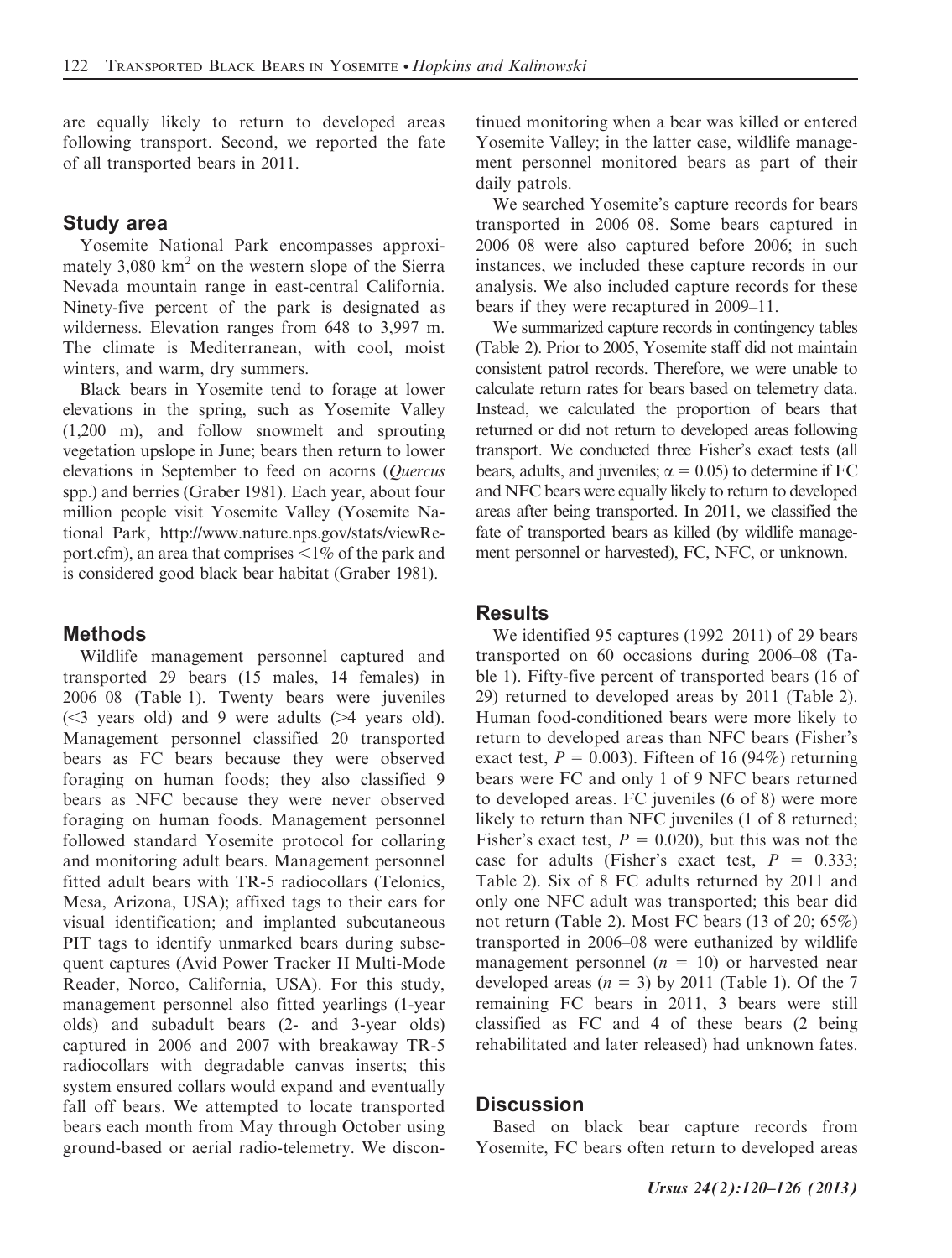are equally likely to return to developed areas following transport. Second, we reported the fate of all transported bears in 2011.

## Study area

Yosemite National Park encompasses approximately 3,080 km$^2$ on the western slope of the Sierra Nevada mountain range in east-central California. Ninety-five percent of the park is designated as wilderness. Elevation ranges from 648 to 3,997 m. The climate is Mediterranean, with cool, moist winters, and warm, dry summers.

Black bears in Yosemite tend to forage at lower elevations in the spring, such as Yosemite Valley (1,200 m), and follow snowmelt and sprouting vegetation upslope in June; bears then return to lower elevations in September to feed on acorns (*Quercus* spp.) and berries (Graber 1981). Each year, about four million people visit Yosemite Valley (Yosemite National Park, http://www.nature.nps.gov/stats/viewReport.cfm), an area that comprises <1% of the park and is considered good black bear habitat (Graber 1981).

## Methods

Wildlife management personnel captured and transported 29 bears (15 males, 14 females) in 2006–08 (Table 1). Twenty bears were juveniles ($\leq$3 years old) and 9 were adults ($\geq$4 years old). Management personnel classified 20 transported bears as FC bears because they were observed foraging on human foods; they also classified 9 bears as NFC because they were never observed foraging on human foods. Management personnel followed standard Yosemite protocol for collaring and monitoring adult bears. Management personnel fitted adult bears with TR-5 radiocollars (Telonics, Mesa, Arizona, USA); affixed tags to their ears for visual identification; and implanted subcutaneous PIT tags to identify unmarked bears during subsequent captures (Avid Power Tracker II Multi-Mode Reader, Norco, California, USA). For this study, management personnel also fitted yearlings (1-year olds) and subadult bears (2- and 3-year olds) captured in 2006 and 2007 with breakaway TR-5 radiocollars with degradable canvas inserts; this system ensured collars would expand and eventually fall off bears. We attempted to locate transported bears each month from May through October using ground-based or aerial radio-telemetry. We discontinued monitoring when a bear was killed or entered Yosemite Valley; in the latter case, wildlife management personnel monitored bears as part of their daily patrols.

We searched Yosemite's capture records for bears transported in 2006–08. Some bears captured in 2006–08 were also captured before 2006; in such instances, we included these capture records in our analysis. We also included capture records for these bears if they were recaptured in 2009–11.

We summarized capture records in contingency tables (Table 2). Prior to 2005, Yosemite staff did not maintain consistent patrol records. Therefore, we were unable to calculate return rates for bears based on telemetry data. Instead, we calculated the proportion of bears that returned or did not return to developed areas following transport. We conducted three Fisher's exact tests (all bears, adults, and juveniles; $\alpha = 0.05$) to determine if FC and NFC bears were equally likely to return to developed areas after being transported. In 2011, we classified the fate of transported bears as killed (by wildlife management personnel or harvested), FC, NFC, or unknown.

## Results

We identified 95 captures (1992–2011) of 29 bears transported on 60 occasions during 2006–08 (Table 1). Fifty-five percent of transported bears (16 of 29) returned to developed areas by 2011 (Table 2). Human food-conditioned bears were more likely to return to developed areas than NFC bears (Fisher's exact test, $P = 0.003$). Fifteen of 16 (94%) returning bears were FC and only 1 of 9 NFC bears returned to developed areas. FC juveniles (6 of 8) were more likely to return than NFC juveniles (1 of 8 returned; Fisher's exact test, $P = 0.020$), but this was not the case for adults (Fisher's exact test, $P = 0.333$; Table 2). Six of 8 FC adults returned by 2011 and only one NFC adult was transported; this bear did not return (Table 2). Most FC bears (13 of 20; 65%) transported in 2006–08 were euthanized by wildlife management personnel ($n = 10$) or harvested near developed areas ($n = 3$) by 2011 (Table 1). Of the 7 remaining FC bears in 2011, 3 bears were still classified as FC and 4 of these bears (2 being rehabilitated and later released) had unknown fates.

## Discussion

Based on black bear capture records from Yosemite, FC bears often return to developed areas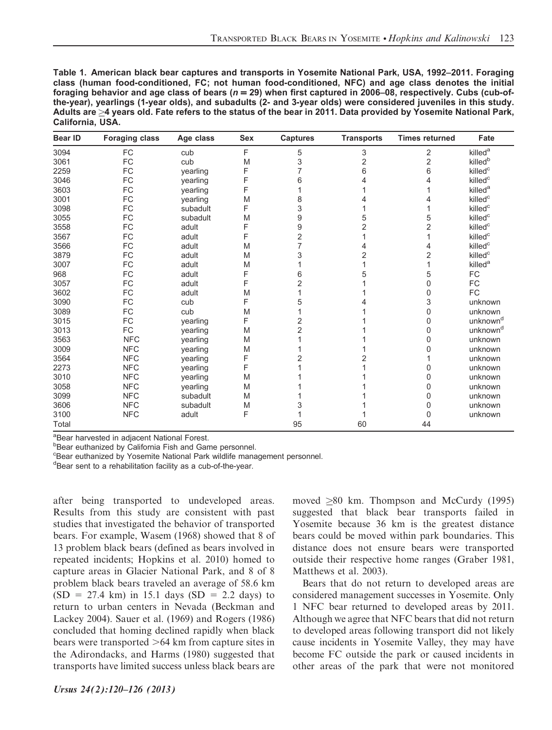**Table 1. American black bear captures and transports in Yosemite National Park, USA, 1992–2011. Foraging class (human food-conditioned, FC; not human food-conditioned, NFC) and age class denotes the initial foraging behavior and age class of bears ($n = 29$) when first captured in 2006–08, respectively. Cubs (cub-of-the-year), yearlings (1-year olds), and subadults (2- and 3-year olds) were considered juveniles in this study. Adults are ≥4 years old. Fate refers to the status of the bear in 2011. Data provided by Yosemite National Park, California, USA.**

| Bear ID | Foraging class | Age class | Sex | Captures | Transports | Times returned | Fate |
|---|---|---|---|---|---|---|---|
| 3094 | FC | cub | F | 5 | 3 | 2 | killed[a] |
| 3061 | FC | cub | M | 3 | 2 | 2 | killed[b] |
| 2259 | FC | yearling | F | 7 | 6 | 6 | killed[c] |
| 3046 | FC | yearling | F | 6 | 4 | 4 | killed[c] |
| 3603 | FC | yearling | F | 1 | 1 | 1 | killed[a] |
| 3001 | FC | yearling | M | 8 | 4 | 4 | killed[c] |
| 3098 | FC | subadult | F | 3 | 1 | 1 | killed[c] |
| 3055 | FC | subadult | M | 9 | 5 | 5 | killed[c] |
| 3558 | FC | adult | F | 9 | 2 | 2 | killed[c] |
| 3567 | FC | adult | F | 2 | 1 | 1 | killed[c] |
| 3566 | FC | adult | M | 7 | 4 | 4 | killed[c] |
| 3879 | FC | adult | M | 3 | 2 | 2 | killed[c] |
| 3007 | FC | adult | M | 1 | 1 | 1 | killed[a] |
| 968 | FC | adult | F | 6 | 5 | 5 | FC |
| 3057 | FC | adult | F | 2 | 1 | 0 | FC |
| 3602 | FC | adult | M | 1 | 1 | 0 | FC |
| 3090 | FC | cub | F | 5 | 4 | 3 | unknown |
| 3089 | FC | cub | M | 1 | 1 | 0 | unknown |
| 3015 | FC | yearling | F | 2 | 1 | 0 | unknown[d] |
| 3013 | FC | yearling | M | 2 | 1 | 0 | unknown[d] |
| 3563 | NFC | yearling | M | 1 | 1 | 0 | unknown |
| 3009 | NFC | yearling | M | 1 | 1 | 0 | unknown |
| 3564 | NFC | yearling | F | 2 | 2 | 1 | unknown |
| 2273 | NFC | yearling | F | 1 | 1 | 0 | unknown |
| 3010 | NFC | yearling | M | 1 | 1 | 0 | unknown |
| 3058 | NFC | yearling | M | 1 | 1 | 0 | unknown |
| 3099 | NFC | subadult | M | 1 | 1 | 0 | unknown |
| 3606 | NFC | subadult | M | 3 | 1 | 0 | unknown |
| 3100 | NFC | adult | F | 1 | 1 | 0 | unknown |
| Total | | | | 95 | 60 | 44 | |

[a]Bear harvested in adjacent National Forest.
[b]Bear euthanized by California Fish and Game personnel.
[c]Bear euthanized by Yosemite National Park wildlife management personnel.
[d]Bear sent to a rehabilitation facility as a cub-of-the-year.

after being transported to undeveloped areas. Results from this study are consistent with past studies that investigated the behavior of transported bears. For example, Wasem (1968) showed that 8 of 13 problem black bears (defined as bears involved in repeated incidents; Hopkins et al. 2010) homed to capture areas in Glacier National Park, and 8 of 8 problem black bears traveled an average of 58.6 km (SD = 27.4 km) in 15.1 days (SD = 2.2 days) to return to urban centers in Nevada (Beckman and Lackey 2004). Sauer et al. (1969) and Rogers (1986) concluded that homing declined rapidly when black bears were transported >64 km from capture sites in the Adirondacks, and Harms (1980) suggested that transports have limited success unless black bears are moved ≥80 km. Thompson and McCurdy (1995) suggested that black bear transports failed in Yosemite because 36 km is the greatest distance bears could be moved within park boundaries. This distance does not ensure bears were transported outside their respective home ranges (Graber 1981, Matthews et al. 2003).

Bears that do not return to developed areas are considered management successes in Yosemite. Only 1 NFC bear returned to developed areas by 2011. Although we agree that NFC bears that did not return to developed areas following transport did not likely cause incidents in Yosemite Valley, they may have become FC outside the park or caused incidents in other areas of the park that were not monitored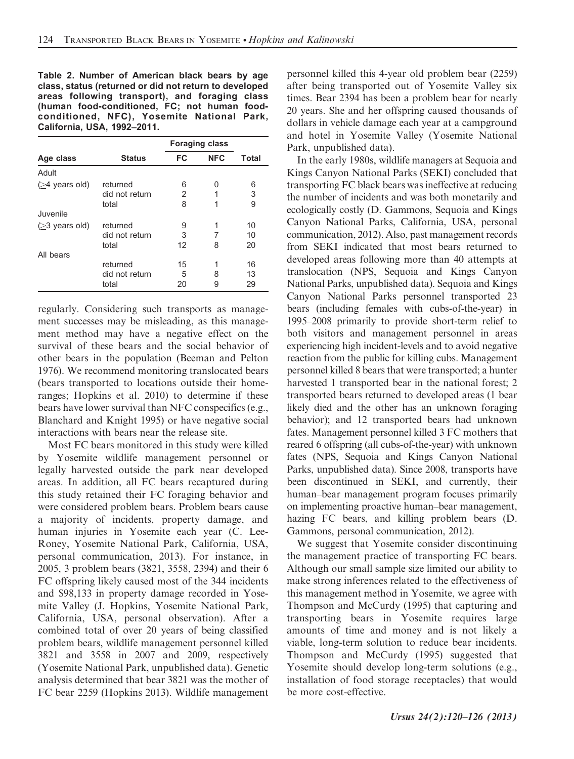**Table 2. Number of American black bears by age class, status (returned or did not return to developed areas following transport), and foraging class (human food-conditioned, FC; not human food-conditioned, NFC), Yosemite National Park, California, USA, 1992–2011.**

| Age class | Status | Foraging class | | Total |
|---|---|---|---|---|
| | | FC | NFC | |
| Adult | | | | |
| (≥4 years old) | returned | 6 | 0 | 6 |
| | did not return | 2 | 1 | 3 |
| | total | 8 | 1 | 9 |
| Juvenile | | | | |
| (≥3 years old) | returned | 9 | 1 | 10 |
| | did not return | 3 | 7 | 10 |
| | total | 12 | 8 | 20 |
| All bears | | | | |
| | returned | 15 | 1 | 16 |
| | did not return | 5 | 8 | 13 |
| | total | 20 | 9 | 29 |

regularly. Considering such transports as management successes may be misleading, as this management method may have a negative effect on the survival of these bears and the social behavior of other bears in the population (Beeman and Pelton 1976). We recommend monitoring translocated bears (bears transported to locations outside their home-ranges; Hopkins et al. 2010) to determine if these bears have lower survival than NFC conspecifics (e.g., Blanchard and Knight 1995) or have negative social interactions with bears near the release site.

Most FC bears monitored in this study were killed by Yosemite wildlife management personnel or legally harvested outside the park near developed areas. In addition, all FC bears recaptured during this study retained their FC foraging behavior and were considered problem bears. Problem bears cause a majority of incidents, property damage, and human injuries in Yosemite each year (C. Lee-Roney, Yosemite National Park, California, USA, personal communication, 2013). For instance, in 2005, 3 problem bears (3821, 3558, 2394) and their 6 FC offspring likely caused most of the 344 incidents and \$98,133 in property damage recorded in Yosemite Valley (J. Hopkins, Yosemite National Park, California, USA, personal observation). After a combined total of over 20 years of being classified problem bears, wildlife management personnel killed 3821 and 3558 in 2007 and 2009, respectively (Yosemite National Park, unpublished data). Genetic analysis determined that bear 3821 was the mother of FC bear 2259 (Hopkins 2013). Wildlife management personnel killed this 4-year old problem bear (2259) after being transported out of Yosemite Valley six times. Bear 2394 has been a problem bear for nearly 20 years. She and her offspring caused thousands of dollars in vehicle damage each year at a campground and hotel in Yosemite Valley (Yosemite National Park, unpublished data).

In the early 1980s, wildlife managers at Sequoia and Kings Canyon National Parks (SEKI) concluded that transporting FC black bears was ineffective at reducing the number of incidents and was both monetarily and ecologically costly (D. Gammons, Sequoia and Kings Canyon National Parks, California, USA, personal communication, 2012). Also, past management records from SEKI indicated that most bears returned to developed areas following more than 40 attempts at translocation (NPS, Sequoia and Kings Canyon National Parks, unpublished data). Sequoia and Kings Canyon National Parks personnel transported 23 bears (including females with cubs-of-the-year) in 1995–2008 primarily to provide short-term relief to both visitors and management personnel in areas experiencing high incident-levels and to avoid negative reaction from the public for killing cubs. Management personnel killed 8 bears that were transported; a hunter harvested 1 transported bear in the national forest; 2 transported bears returned to developed areas (1 bear likely died and the other has an unknown foraging behavior); and 12 transported bears had unknown fates. Management personnel killed 3 FC mothers that reared 6 offspring (all cubs-of-the-year) with unknown fates (NPS, Sequoia and Kings Canyon National Parks, unpublished data). Since 2008, transports have been discontinued in SEKI, and currently, their human–bear management program focuses primarily on implementing proactive human–bear management, hazing FC bears, and killing problem bears (D. Gammons, personal communication, 2012).

We suggest that Yosemite consider discontinuing the management practice of transporting FC bears. Although our small sample size limited our ability to make strong inferences related to the effectiveness of this management method in Yosemite, we agree with Thompson and McCurdy (1995) that capturing and transporting bears in Yosemite requires large amounts of time and money and is not likely a viable, long-term solution to reduce bear incidents. Thompson and McCurdy (1995) suggested that Yosemite should develop long-term solutions (e.g., installation of food storage receptacles) that would be more cost-effective.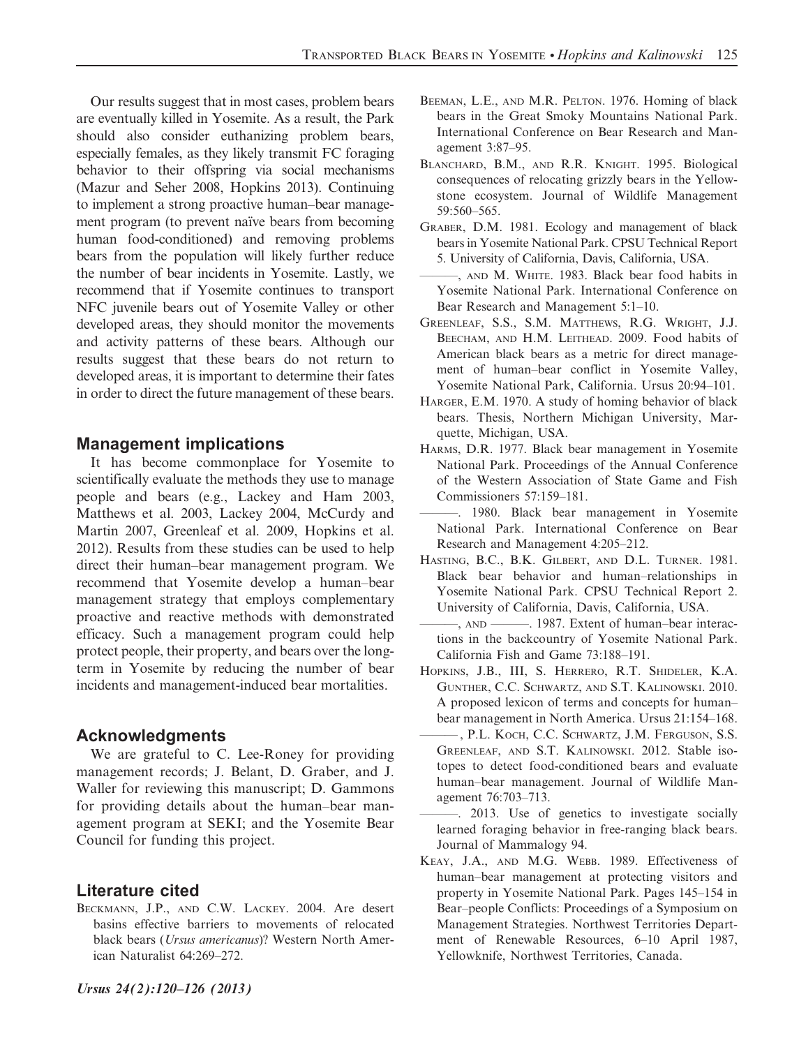Our results suggest that in most cases, problem bears are eventually killed in Yosemite. As a result, the Park should also consider euthanizing problem bears, especially females, as they likely transmit FC foraging behavior to their offspring via social mechanisms (Mazur and Seher 2008, Hopkins 2013). Continuing to implement a strong proactive human–bear management program (to prevent naïve bears from becoming human food-conditioned) and removing problems bears from the population will likely further reduce the number of bear incidents in Yosemite. Lastly, we recommend that if Yosemite continues to transport NFC juvenile bears out of Yosemite Valley or other developed areas, they should monitor the movements and activity patterns of these bears. Although our results suggest that these bears do not return to developed areas, it is important to determine their fates in order to direct the future management of these bears.

## Management implications

It has become commonplace for Yosemite to scientifically evaluate the methods they use to manage people and bears (e.g., Lackey and Ham 2003, Matthews et al. 2003, Lackey 2004, McCurdy and Martin 2007, Greenleaf et al. 2009, Hopkins et al. 2012). Results from these studies can be used to help direct their human–bear management program. We recommend that Yosemite develop a human–bear management strategy that employs complementary proactive and reactive methods with demonstrated efficacy. Such a management program could help protect people, their property, and bears over the long-term in Yosemite by reducing the number of bear incidents and management-induced bear mortalities.

## Acknowledgments

We are grateful to C. Lee-Roney for providing management records; J. Belant, D. Graber, and J. Waller for reviewing this manuscript; D. Gammons for providing details about the human–bear management program at SEKI; and the Yosemite Bear Council for funding this project.

## Literature cited

Beckmann, J.P., and C.W. Lackey. 2004. Are desert basins effective barriers to movements of relocated black bears (*Ursus americanus*)? Western North American Naturalist 64:269–272.

Beeman, L.E., and M.R. Pelton. 1976. Homing of black bears in the Great Smoky Mountains National Park. International Conference on Bear Research and Management 3:87–95.

Blanchard, B.M., and R.R. Knight. 1995. Biological consequences of relocating grizzly bears in the Yellowstone ecosystem. Journal of Wildlife Management 59:560–565.

Graber, D.M. 1981. Ecology and management of black bears in Yosemite National Park. CPSU Technical Report 5. University of California, Davis, California, USA.

———, and M. White. 1983. Black bear food habits in Yosemite National Park. International Conference on Bear Research and Management 5:1–10.

Greenleaf, S.S., S.M. Matthews, R.G. Wright, J.J. Beecham, and H.M. Leithead. 2009. Food habits of American black bears as a metric for direct management of human–bear conflict in Yosemite Valley, Yosemite National Park, California. Ursus 20:94–101.

Harger, E.M. 1970. A study of homing behavior of black bears. Thesis, Northern Michigan University, Marquette, Michigan, USA.

Harms, D.R. 1977. Black bear management in Yosemite National Park. Proceedings of the Annual Conference of the Western Association of State Game and Fish Commissioners 57:159–181.

———. 1980. Black bear management in Yosemite National Park. International Conference on Bear Research and Management 4:205–212.

Hasting, B.C., B.K. Gilbert, and D.L. Turner. 1981. Black bear behavior and human–relationships in Yosemite National Park. CPSU Technical Report 2. University of California, Davis, California, USA.

———, and ———. 1987. Extent of human–bear interactions in the backcountry of Yosemite National Park. California Fish and Game 73:188–191.

Hopkins, J.B., III, S. Herrero, R.T. Shideler, K.A. Gunther, C.C. Schwartz, and S.T. Kalinowski. 2010. A proposed lexicon of terms and concepts for human–bear management in North America. Ursus 21:154–168.

———, P.L. Koch, C.C. Schwartz, J.M. Ferguson, S.S. Greenleaf, and S.T. Kalinowski. 2012. Stable isotopes to detect food-conditioned bears and evaluate human–bear management. Journal of Wildlife Management 76:703–713.

———. 2013. Use of genetics to investigate socially learned foraging behavior in free-ranging black bears. Journal of Mammalogy 94.

Keay, J.A., and M.G. Webb. 1989. Effectiveness of human–bear management at protecting visitors and property in Yosemite National Park. Pages 145–154 in Bear–people Conflicts: Proceedings of a Symposium on Management Strategies. Northwest Territories Department of Renewable Resources, 6–10 April 1987, Yellowknife, Northwest Territories, Canada.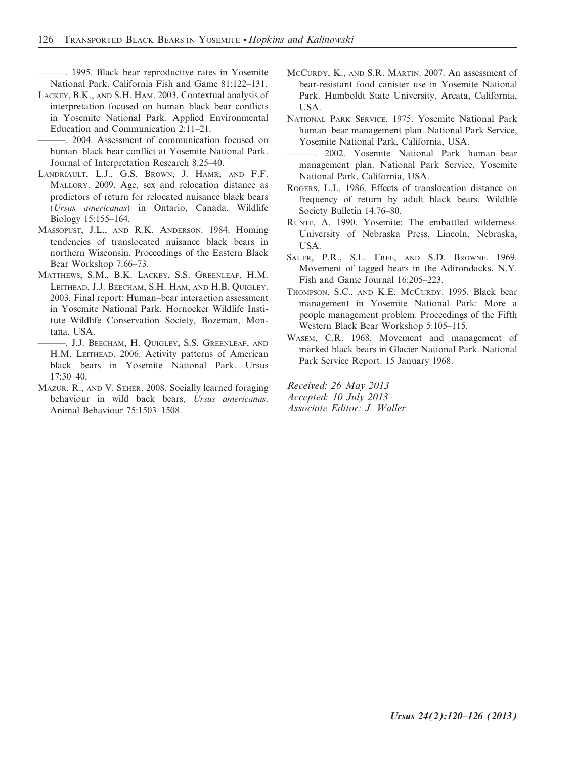———. 1995. Black bear reproductive rates in Yosemite National Park. California Fish and Game 81:122–131.

LACKEY, B.K., AND S.H. HAM. 2003. Contextual analysis of interpretation focused on human–black bear conflicts in Yosemite National Park. Applied Environmental Education and Communication 2:11–21.

———. 2004. Assessment of communication focused on human–black bear conflict at Yosemite National Park. Journal of Interpretation Research 8:25–40.

LANDRIAULT, L.J., G.S. BROWN, J. HAMR, AND F.F. MALLORY. 2009. Age, sex and relocation distance as predictors of return for relocated nuisance black bears (*Ursus americanus*) in Ontario, Canada. Wildlife Biology 15:155–164.

MASSOPUST, J.L., AND R.K. ANDERSON. 1984. Homing tendencies of translocated nuisance black bears in northern Wisconsin. Proceedings of the Eastern Black Bear Workshop 7:66–73.

MATTHEWS, S.M., B.K. LACKEY, S.S. GREENLEAF, H.M. LEITHEAD, J.J. BEECHAM, S.H. HAM, AND H.B. QUIGLEY. 2003. Final report: Human–bear interaction assessment in Yosemite National Park. Hornocker Wildlife Institute–Wildlife Conservation Society, Bozeman, Montana, USA.

———, J.J. BEECHAM, H. QUIGLEY, S.S. GREENLEAF, AND H.M. LEITHEAD. 2006. Activity patterns of American black bears in Yosemite National Park. Ursus 17:30–40.

MAZUR, R., AND V. SEHER. 2008. Socially learned foraging behaviour in wild back bears, *Ursus americanus*. Animal Behaviour 75:1503–1508.

MCCURDY, K., AND S.R. MARTIN. 2007. An assessment of bear-resistant food canister use in Yosemite National Park. Humboldt State University, Arcata, California, USA.

NATIONAL PARK SERVICE. 1975. Yosemite National Park human–bear management plan. National Park Service, Yosemite National Park, California, USA.

———. 2002. Yosemite National Park human–bear management plan. National Park Service, Yosemite National Park, California, USA.

ROGERS, L.L. 1986. Effects of translocation distance on frequency of return by adult black bears. Wildlife Society Bulletin 14:76–80.

RUNTE, A. 1990. Yosemite: The embattled wilderness. University of Nebraska Press, Lincoln, Nebraska, USA.

SAUER, P.R., S.L. FREE, AND S.D. BROWNE. 1969. Movement of tagged bears in the Adirondacks. N.Y. Fish and Game Journal 16:205–223.

THOMPSON, S.C., AND K.E. MCCURDY. 1995. Black bear management in Yosemite National Park: More a people management problem. Proceedings of the Fifth Western Black Bear Workshop 5:105–115.

WASEM, C.R. 1968. Movement and management of marked black bears in Glacier National Park. National Park Service Report. 15 January 1968.

*Received: 26 May 2013*
*Accepted: 10 July 2013*
*Associate Editor: J. Waller*